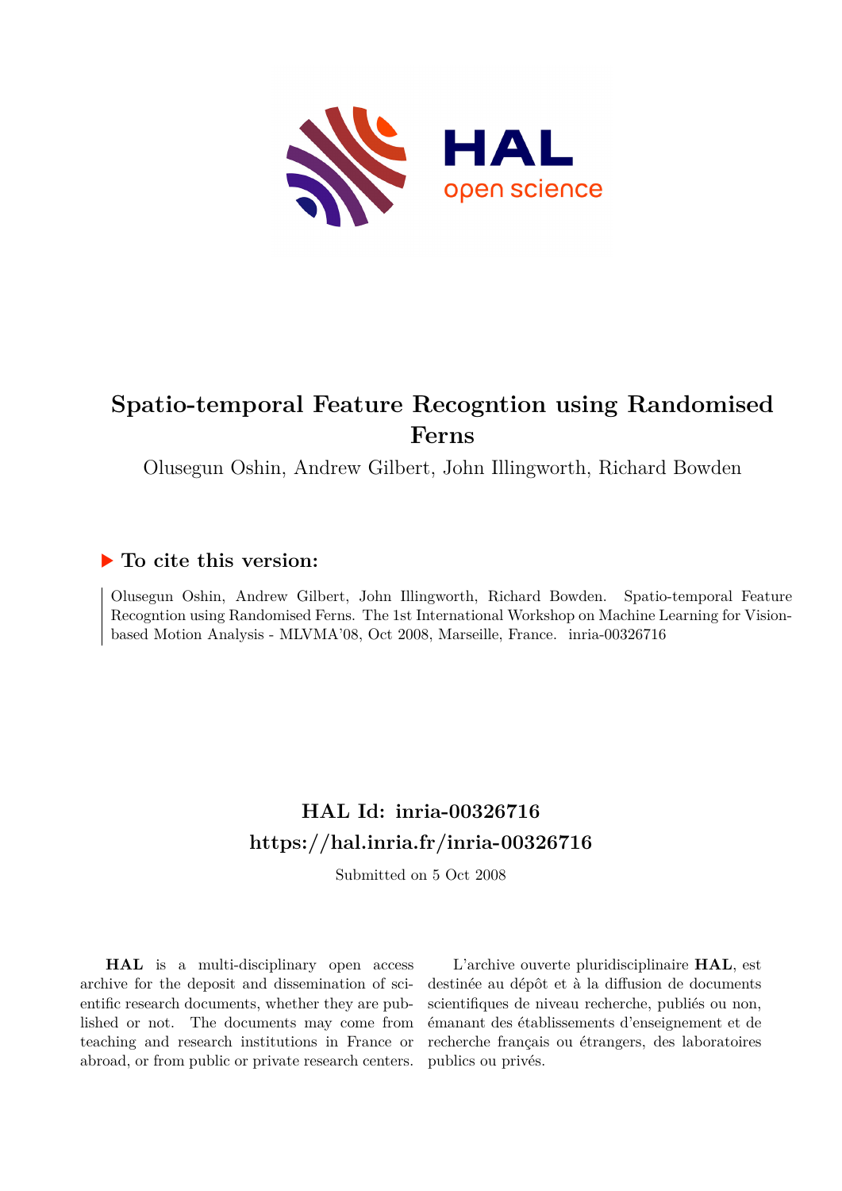# Spatio-temporal Feature Recogntion using Randomised Ferns

Olusegun Oshin, Andrew Gilbert, John Illingworth, Richard Bowden

## ▶ To cite this version:

Olusegun Oshin, Andrew Gilbert, John Illingworth, Richard Bowden. Spatio-temporal Feature Recogntion using Randomised Ferns. The 1st International Workshop on Machine Learning for Vision-based Motion Analysis - MLVMA'08, Oct 2008, Marseille, France. inria-00326716

## HAL Id: inria-00326716

## https://hal.inria.fr/inria-00326716

Submitted on 5 Oct 2008

**HAL** is a multi-disciplinary open access archive for the deposit and dissemination of scientific research documents, whether they are published or not. The documents may come from teaching and research institutions in France or abroad, or from public or private research centers.

L'archive ouverte pluridisciplinaire **HAL**, est destinée au dépôt et à la diffusion de documents scientifiques de niveau recherche, publiés ou non, émanant des établissements d'enseignement et de recherche français ou étrangers, des laboratoires publics ou privés.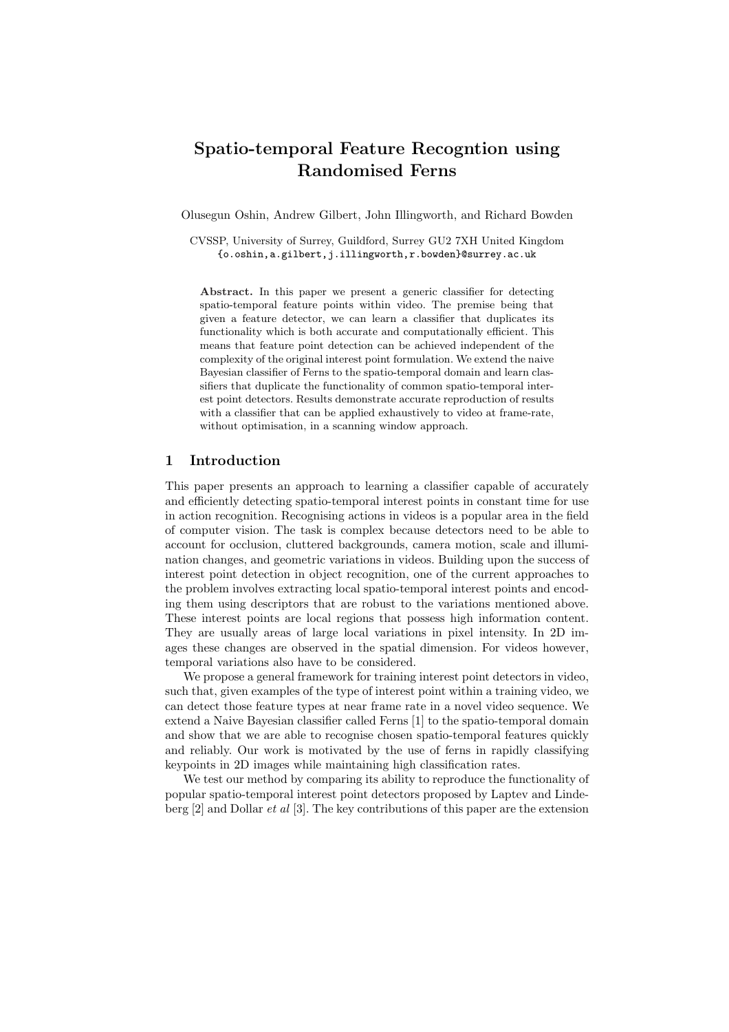# Spatio-temporal Feature Recogntion using Randomised Ferns

Olusegun Oshin, Andrew Gilbert, John Illingworth, and Richard Bowden

CVSSP, University of Surrey, Guildford, Surrey GU2 7XH United Kingdom
{o.oshin,a.gilbert,j.illingworth,r.bowden}@surrey.ac.uk

**Abstract.** In this paper we present a generic classifier for detecting spatio-temporal feature points within video. The premise being that given a feature detector, we can learn a classifier that duplicates its functionality which is both accurate and computationally efficient. This means that feature point detection can be achieved independent of the complexity of the original interest point formulation. We extend the naive Bayesian classifier of Ferns to the spatio-temporal domain and learn classifiers that duplicate the functionality of common spatio-temporal interest point detectors. Results demonstrate accurate reproduction of results with a classifier that can be applied exhaustively to video at frame-rate, without optimisation, in a scanning window approach.

## 1 Introduction

This paper presents an approach to learning a classifier capable of accurately and efficiently detecting spatio-temporal interest points in constant time for use in action recognition. Recognising actions in videos is a popular area in the field of computer vision. The task is complex because detectors need to be able to account for occlusion, cluttered backgrounds, camera motion, scale and illumination changes, and geometric variations in videos. Building upon the success of interest point detection in object recognition, one of the current approaches to the problem involves extracting local spatio-temporal interest points and encoding them using descriptors that are robust to the variations mentioned above. These interest points are local regions that possess high information content. They are usually areas of large local variations in pixel intensity. In 2D images these changes are observed in the spatial dimension. For videos however, temporal variations also have to be considered.

We propose a general framework for training interest point detectors in video, such that, given examples of the type of interest point within a training video, we can detect those feature types at near frame rate in a novel video sequence. We extend a Naive Bayesian classifier called Ferns [1] to the spatio-temporal domain and show that we are able to recognise chosen spatio-temporal features quickly and reliably. Our work is motivated by the use of ferns in rapidly classifying keypoints in 2D images while maintaining high classification rates.

We test our method by comparing its ability to reproduce the functionality of popular spatio-temporal interest point detectors proposed by Laptev and Lindeberg [2] and Dollar *et al* [3]. The key contributions of this paper are the extension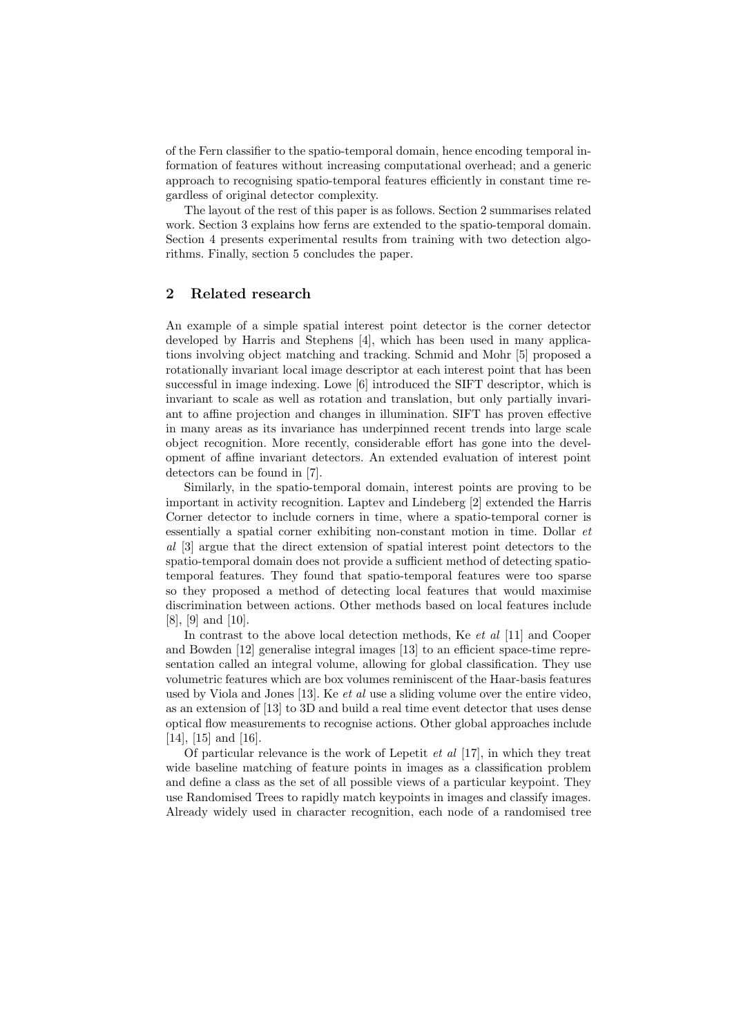of the Fern classifier to the spatio-temporal domain, hence encoding temporal information of features without increasing computational overhead; and a generic approach to recognising spatio-temporal features efficiently in constant time regardless of original detector complexity.

The layout of the rest of this paper is as follows. Section 2 summarises related work. Section 3 explains how ferns are extended to the spatio-temporal domain. Section 4 presents experimental results from training with two detection algorithms. Finally, section 5 concludes the paper.

## 2 Related research

An example of a simple spatial interest point detector is the corner detector developed by Harris and Stephens [4], which has been used in many applications involving object matching and tracking. Schmid and Mohr [5] proposed a rotationally invariant local image descriptor at each interest point that has been successful in image indexing. Lowe [6] introduced the SIFT descriptor, which is invariant to scale as well as rotation and translation, but only partially invariant to affine projection and changes in illumination. SIFT has proven effective in many areas as its invariance has underpinned recent trends into large scale object recognition. More recently, considerable effort has gone into the development of affine invariant detectors. An extended evaluation of interest point detectors can be found in [7].

Similarly, in the spatio-temporal domain, interest points are proving to be important in activity recognition. Laptev and Lindeberg [2] extended the Harris Corner detector to include corners in time, where a spatio-temporal corner is essentially a spatial corner exhibiting non-constant motion in time. Dollar *et al* [3] argue that the direct extension of spatial interest point detectors to the spatio-temporal domain does not provide a sufficient method of detecting spatio-temporal features. They found that spatio-temporal features were too sparse so they proposed a method of detecting local features that would maximise discrimination between actions. Other methods based on local features include [8], [9] and [10].

In contrast to the above local detection methods, Ke *et al* [11] and Cooper and Bowden [12] generalise integral images [13] to an efficient space-time representation called an integral volume, allowing for global classification. They use volumetric features which are box volumes reminiscent of the Haar-basis features used by Viola and Jones [13]. Ke *et al* use a sliding volume over the entire video, as an extension of [13] to 3D and build a real time event detector that uses dense optical flow measurements to recognise actions. Other global approaches include [14], [15] and [16].

Of particular relevance is the work of Lepetit *et al* [17], in which they treat wide baseline matching of feature points in images as a classification problem and define a class as the set of all possible views of a particular keypoint. They use Randomised Trees to rapidly match keypoints in images and classify images. Already widely used in character recognition, each node of a randomised tree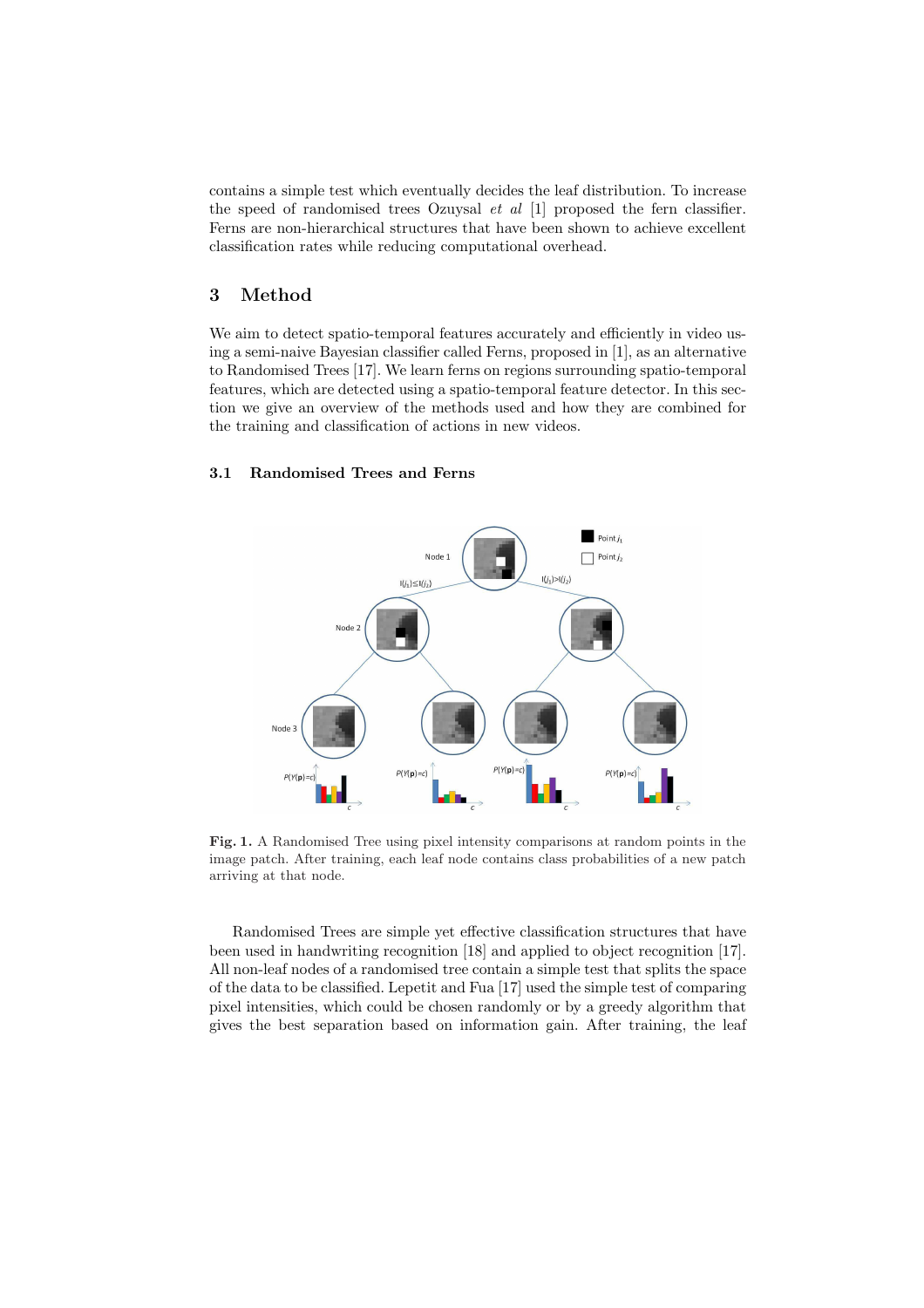contains a simple test which eventually decides the leaf distribution. To increase the speed of randomised trees Ozuysal *et al* [1] proposed the fern classifier. Ferns are non-hierarchical structures that have been shown to achieve excellent classification rates while reducing computational overhead.

## 3 Method

We aim to detect spatio-temporal features accurately and efficiently in video using a semi-naive Bayesian classifier called Ferns, proposed in [1], as an alternative to Randomised Trees [17]. We learn ferns on regions surrounding spatio-temporal features, which are detected using a spatio-temporal feature detector. In this section we give an overview of the methods used and how they are combined for the training and classification of actions in new videos.

### 3.1 Randomised Trees and Ferns

**Fig. 1.** A Randomised Tree using pixel intensity comparisons at random points in the image patch. After training, each leaf node contains class probabilities of a new patch arriving at that node.

Randomised Trees are simple yet effective classification structures that have been used in handwriting recognition [18] and applied to object recognition [17]. All non-leaf nodes of a randomised tree contain a simple test that splits the space of the data to be classified. Lepetit and Fua [17] used the simple test of comparing pixel intensities, which could be chosen randomly or by a greedy algorithm that gives the best separation based on information gain. After training, the leaf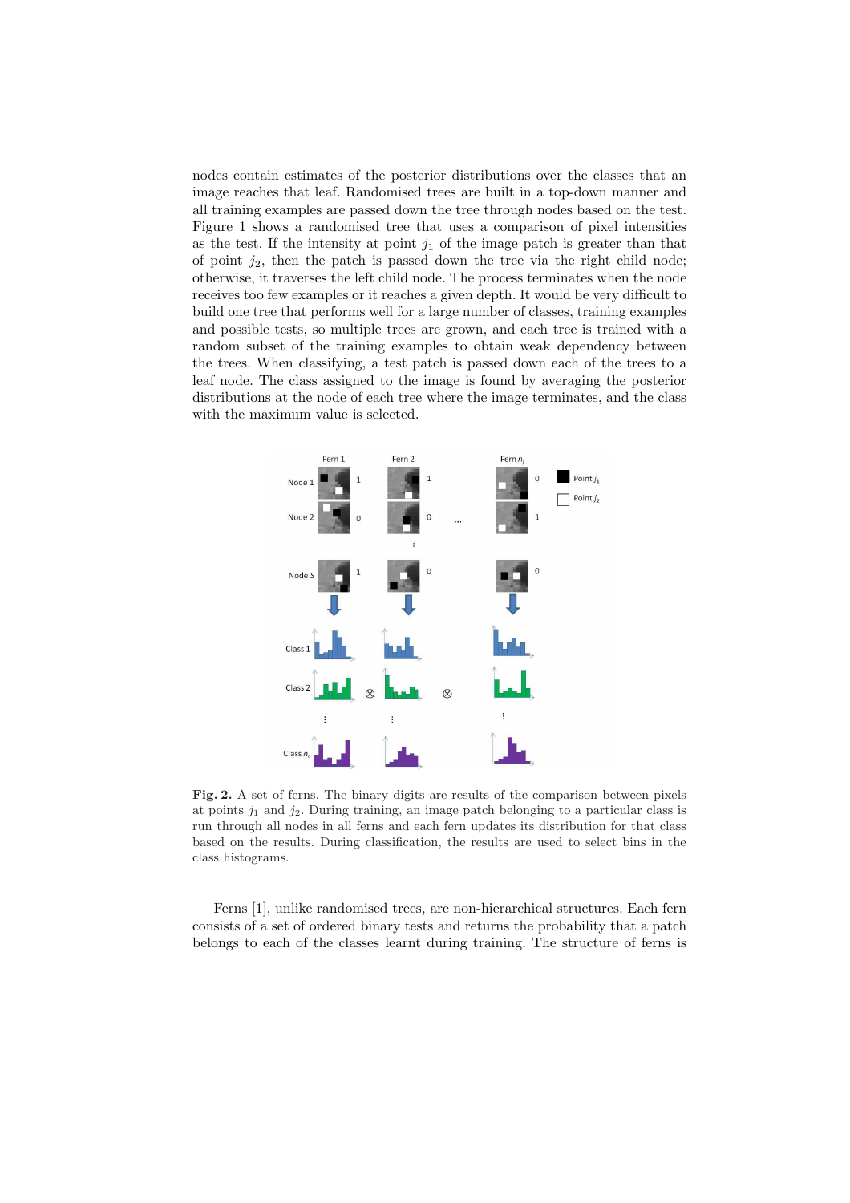nodes contain estimates of the posterior distributions over the classes that an image reaches that leaf. Randomised trees are built in a top-down manner and all training examples are passed down the tree through nodes based on the test. Figure 1 shows a randomised tree that uses a comparison of pixel intensities as the test. If the intensity at point $j_1$ of the image patch is greater than that of point $j_2$, then the patch is passed down the tree via the right child node; otherwise, it traverses the left child node. The process terminates when the node receives too few examples or it reaches a given depth. It would be very difficult to build one tree that performs well for a large number of classes, training examples and possible tests, so multiple trees are grown, and each tree is trained with a random subset of the training examples to obtain weak dependency between the trees. When classifying, a test patch is passed down each of the trees to a leaf node. The class assigned to the image is found by averaging the posterior distributions at the node of each tree where the image terminates, and the class with the maximum value is selected.

**Fig. 2.** A set of ferns. The binary digits are results of the comparison between pixels at points $j_1$ and $j_2$. During training, an image patch belonging to a particular class is run through all nodes in all ferns and each fern updates its distribution for that class based on the results. During classification, the results are used to select bins in the class histograms.

Ferns [1], unlike randomised trees, are non-hierarchical structures. Each fern consists of a set of ordered binary tests and returns the probability that a patch belongs to each of the classes learnt during training. The structure of ferns is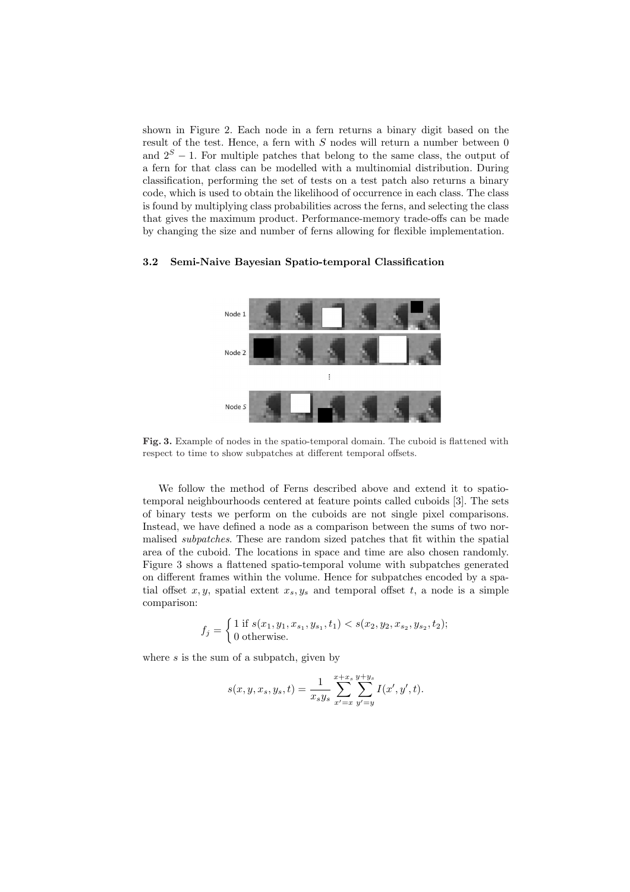shown in Figure 2. Each node in a fern returns a binary digit based on the result of the test. Hence, a fern with $S$ nodes will return a number between 0 and $2^S - 1$. For multiple patches that belong to the same class, the output of a fern for that class can be modelled with a multinomial distribution. During classification, performing the set of tests on a test patch also returns a binary code, which is used to obtain the likelihood of occurrence in each class. The class is found by multiplying class probabilities across the ferns, and selecting the class that gives the maximum product. Performance-memory trade-offs can be made by changing the size and number of ferns allowing for flexible implementation.

### 3.2 Semi-Naive Bayesian Spatio-temporal Classification

**Fig. 3.** Example of nodes in the spatio-temporal domain. The cuboid is flattened with respect to time to show subpatches at different temporal offsets.

We follow the method of Ferns described above and extend it to spatio-temporal neighbourhoods centered at feature points called cuboids [3]. The sets of binary tests we perform on the cuboids are not single pixel comparisons. Instead, we have defined a node as a comparison between the sums of two normalised *subpatches*. These are random sized patches that fit within the spatial area of the cuboid. The locations in space and time are also chosen randomly. Figure 3 shows a flattened spatio-temporal volume with subpatches generated on different frames within the volume. Hence for subpatches encoded by a spatial offset $x, y$, spatial extent $x_s, y_s$ and temporal offset $t$, a node is a simple comparison:

$$f_j = \begin{cases} 1 \text{ if } s(x_1, y_1, x_{s_1}, y_{s_1}, t_1) < s(x_2, y_2, x_{s_2}, y_{s_2}, t_2); \\ 0 \text{ otherwise.} \end{cases}$$

where $s$ is the sum of a subpatch, given by

$$s(x, y, x_s, y_s, t) = \frac{1}{x_s y_s} \sum_{x'=x}^{x+x_s} \sum_{y'=y}^{y+y_s} I(x', y', t).$$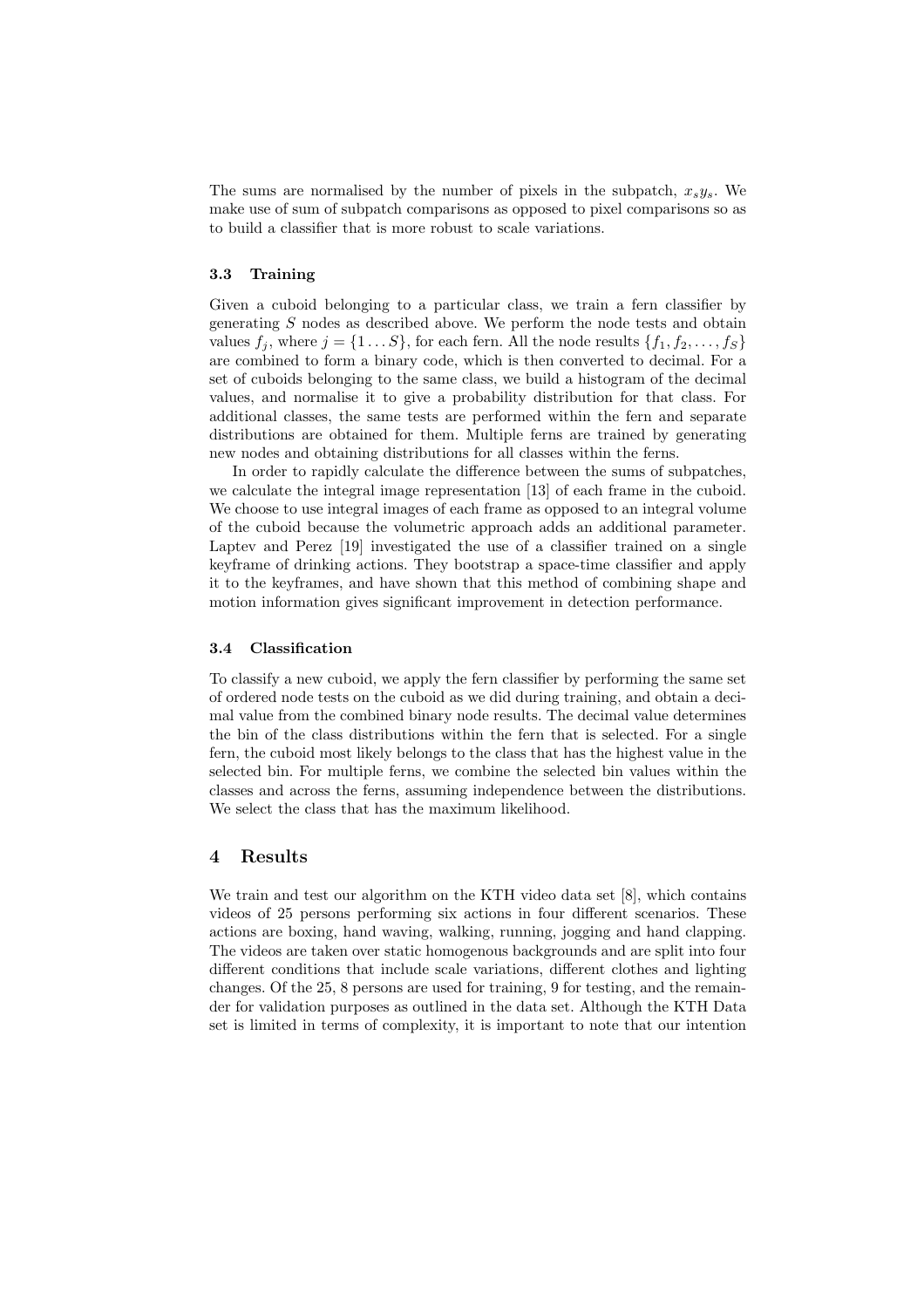The sums are normalised by the number of pixels in the subpatch, $x_s y_s$. We make use of sum of subpatch comparisons as opposed to pixel comparisons so as to build a classifier that is more robust to scale variations.

### 3.3 Training

Given a cuboid belonging to a particular class, we train a fern classifier by generating $S$ nodes as described above. We perform the node tests and obtain values $f_j$, where $j = \{1 \ldots S\}$, for each fern. All the node results $\{f_1, f_2, \ldots, f_S\}$ are combined to form a binary code, which is then converted to decimal. For a set of cuboids belonging to the same class, we build a histogram of the decimal values, and normalise it to give a probability distribution for that class. For additional classes, the same tests are performed within the fern and separate distributions are obtained for them. Multiple ferns are trained by generating new nodes and obtaining distributions for all classes within the ferns.

In order to rapidly calculate the difference between the sums of subpatches, we calculate the integral image representation [13] of each frame in the cuboid. We choose to use integral images of each frame as opposed to an integral volume of the cuboid because the volumetric approach adds an additional parameter. Laptev and Perez [19] investigated the use of a classifier trained on a single keyframe of drinking actions. They bootstrap a space-time classifier and apply it to the keyframes, and have shown that this method of combining shape and motion information gives significant improvement in detection performance.

### 3.4 Classification

To classify a new cuboid, we apply the fern classifier by performing the same set of ordered node tests on the cuboid as we did during training, and obtain a decimal value from the combined binary node results. The decimal value determines the bin of the class distributions within the fern that is selected. For a single fern, the cuboid most likely belongs to the class that has the highest value in the selected bin. For multiple ferns, we combine the selected bin values within the classes and across the ferns, assuming independence between the distributions. We select the class that has the maximum likelihood.

## 4 Results

We train and test our algorithm on the KTH video data set [8], which contains videos of 25 persons performing six actions in four different scenarios. These actions are boxing, hand waving, walking, running, jogging and hand clapping. The videos are taken over static homogenous backgrounds and are split into four different conditions that include scale variations, different clothes and lighting changes. Of the 25, 8 persons are used for training, 9 for testing, and the remainder for validation purposes as outlined in the data set. Although the KTH Data set is limited in terms of complexity, it is important to note that our intention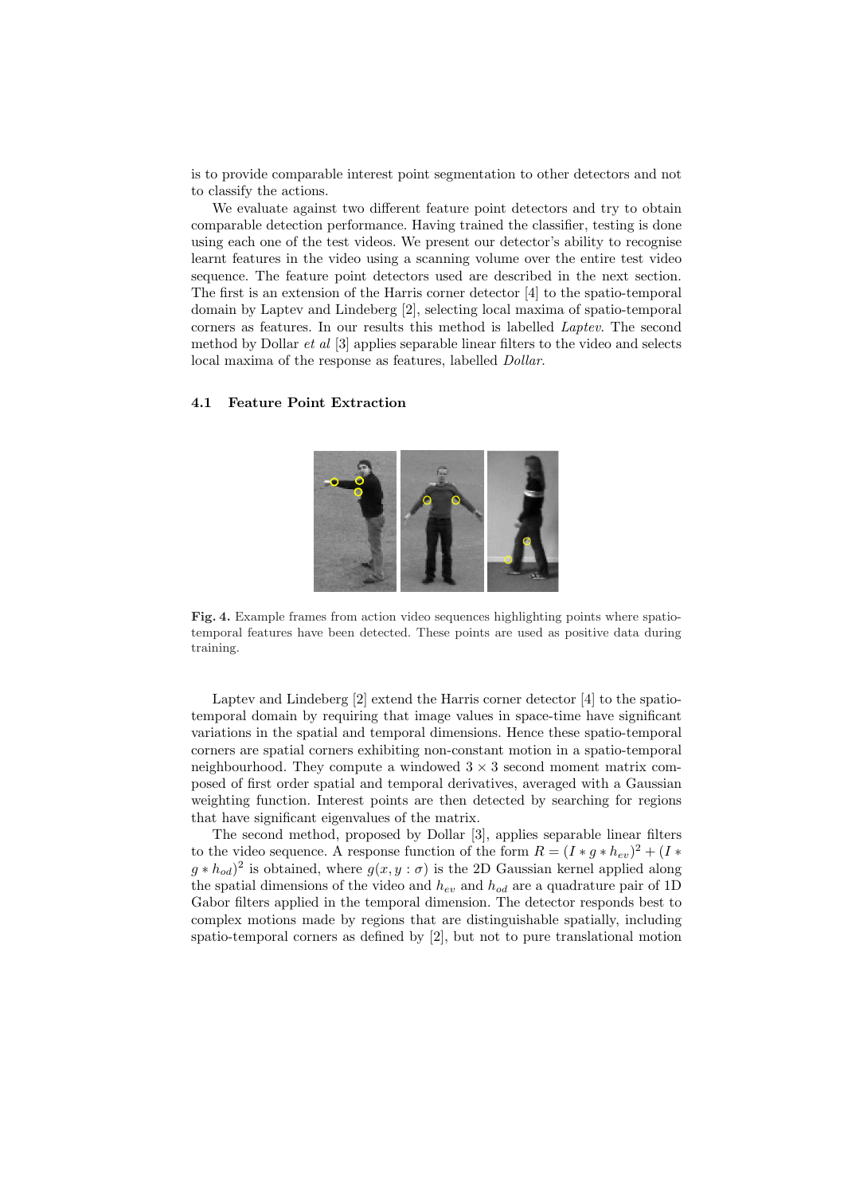is to provide comparable interest point segmentation to other detectors and not to classify the actions.

We evaluate against two different feature point detectors and try to obtain comparable detection performance. Having trained the classifier, testing is done using each one of the test videos. We present our detector's ability to recognise learnt features in the video using a scanning volume over the entire test video sequence. The feature point detectors used are described in the next section. The first is an extension of the Harris corner detector [4] to the spatio-temporal domain by Laptev and Lindeberg [2], selecting local maxima of spatio-temporal corners as features. In our results this method is labelled *Laptev*. The second method by Dollar *et al* [3] applies separable linear filters to the video and selects local maxima of the response as features, labelled *Dollar*.

### 4.1 Feature Point Extraction

**Fig. 4.** Example frames from action video sequences highlighting points where spatio-temporal features have been detected. These points are used as positive data during training.

Laptev and Lindeberg [2] extend the Harris corner detector [4] to the spatio-temporal domain by requiring that image values in space-time have significant variations in the spatial and temporal dimensions. Hence these spatio-temporal corners are spatial corners exhibiting non-constant motion in a spatio-temporal neighbourhood. They compute a windowed $3 \times 3$ second moment matrix composed of first order spatial and temporal derivatives, averaged with a Gaussian weighting function. Interest points are then detected by searching for regions that have significant eigenvalues of the matrix.

The second method, proposed by Dollar [3], applies separable linear filters to the video sequence. A response function of the form $R = (I * g * h_{ev})^2 + (I * g * h_{od})^2$ is obtained, where $g(x, y : \sigma)$ is the 2D Gaussian kernel applied along the spatial dimensions of the video and $h_{ev}$ and $h_{od}$ are a quadrature pair of 1D Gabor filters applied in the temporal dimension. The detector responds best to complex motions made by regions that are distinguishable spatially, including spatio-temporal corners as defined by [2], but not to pure translational motion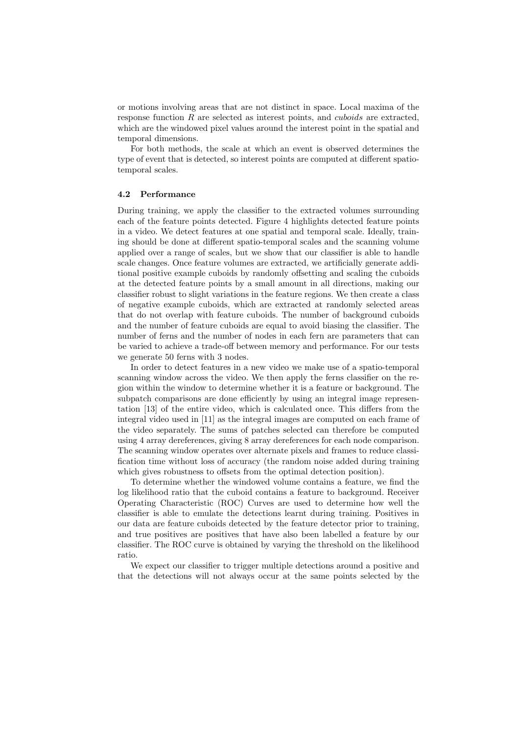or motions involving areas that are not distinct in space. Local maxima of the response function $R$ are selected as interest points, and *cuboids* are extracted, which are the windowed pixel values around the interest point in the spatial and temporal dimensions.

For both methods, the scale at which an event is observed determines the type of event that is detected, so interest points are computed at different spatio-temporal scales.

### 4.2 Performance

During training, we apply the classifier to the extracted volumes surrounding each of the feature points detected. Figure 4 highlights detected feature points in a video. We detect features at one spatial and temporal scale. Ideally, training should be done at different spatio-temporal scales and the scanning volume applied over a range of scales, but we show that our classifier is able to handle scale changes. Once feature volumes are extracted, we artificially generate additional positive example cuboids by randomly offsetting and scaling the cuboids at the detected feature points by a small amount in all directions, making our classifier robust to slight variations in the feature regions. We then create a class of negative example cuboids, which are extracted at randomly selected areas that do not overlap with feature cuboids. The number of background cuboids and the number of feature cuboids are equal to avoid biasing the classifier. The number of ferns and the number of nodes in each fern are parameters that can be varied to achieve a trade-off between memory and performance. For our tests we generate 50 ferns with 3 nodes.

In order to detect features in a new video we make use of a spatio-temporal scanning window across the video. We then apply the ferns classifier on the region within the window to determine whether it is a feature or background. The subpatch comparisons are done efficiently by using an integral image representation [13] of the entire video, which is calculated once. This differs from the integral video used in [11] as the integral images are computed on each frame of the video separately. The sums of patches selected can therefore be computed using 4 array dereferences, giving 8 array dereferences for each node comparison. The scanning window operates over alternate pixels and frames to reduce classification time without loss of accuracy (the random noise added during training which gives robustness to offsets from the optimal detection position).

To determine whether the windowed volume contains a feature, we find the log likelihood ratio that the cuboid contains a feature to background. Receiver Operating Characteristic (ROC) Curves are used to determine how well the classifier is able to emulate the detections learnt during training. Positives in our data are feature cuboids detected by the feature detector prior to training, and true positives are positives that have also been labelled a feature by our classifier. The ROC curve is obtained by varying the threshold on the likelihood ratio.

We expect our classifier to trigger multiple detections around a positive and that the detections will not always occur at the same points selected by the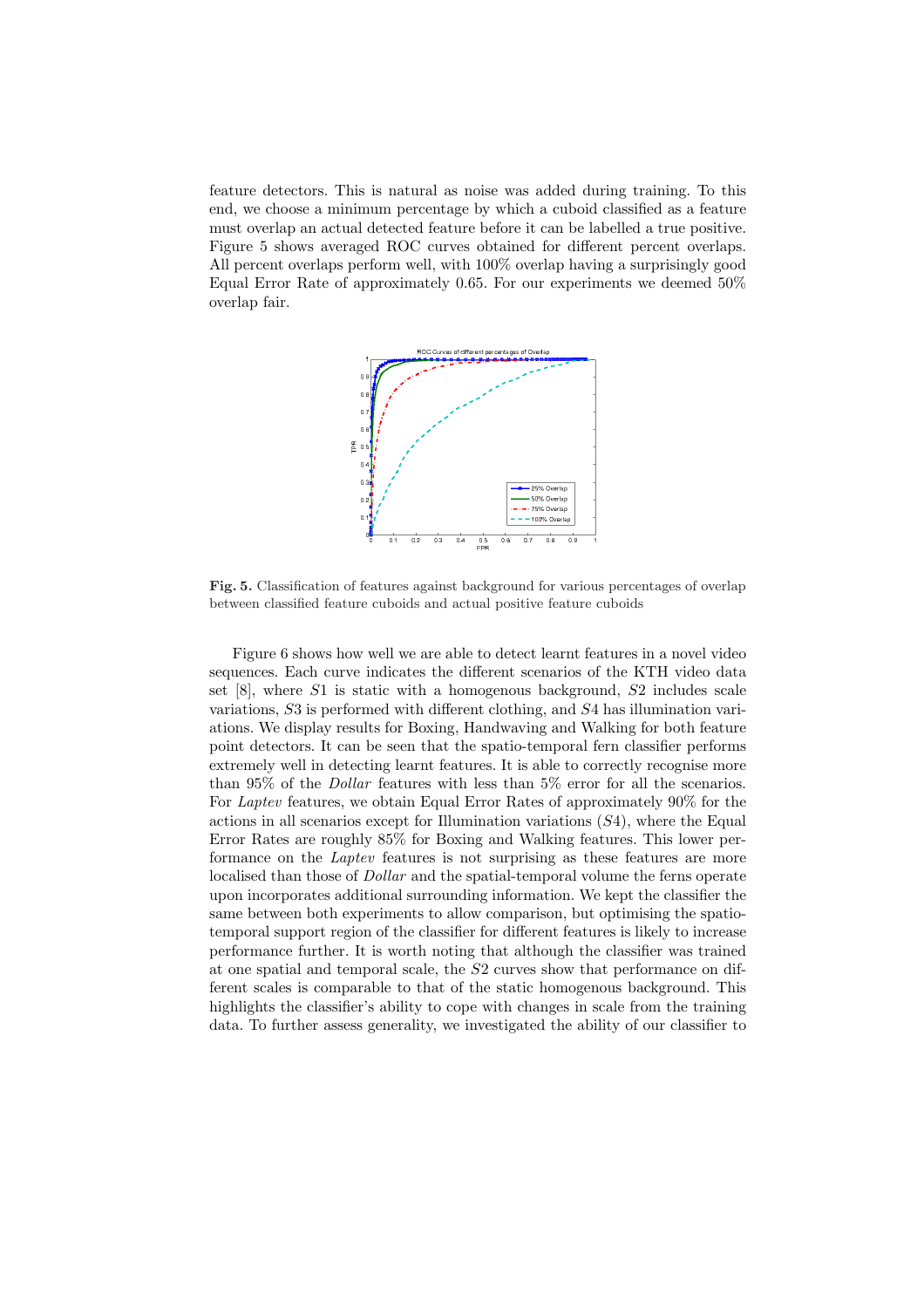feature detectors. This is natural as noise was added during training. To this end, we choose a minimum percentage by which a cuboid classified as a feature must overlap an actual detected feature before it can be labelled a true positive. Figure 5 shows averaged ROC curves obtained for different percent overlaps. All percent overlaps perform well, with 100% overlap having a surprisingly good Equal Error Rate of approximately 0.65. For our experiments we deemed 50% overlap fair.

**Fig. 5.** Classification of features against background for various percentages of overlap between classified feature cuboids and actual positive feature cuboids

Figure 6 shows how well we are able to detect learnt features in a novel video sequences. Each curve indicates the different scenarios of the KTH video data set [8], where $S1$ is static with a homogenous background, $S2$ includes scale variations, $S3$ is performed with different clothing, and $S4$ has illumination variations. We display results for Boxing, Handwaving and Walking for both feature point detectors. It can be seen that the spatio-temporal fern classifier performs extremely well in detecting learnt features. It is able to correctly recognise more than 95% of the *Dollar* features with less than 5% error for all the scenarios. For *Laptev* features, we obtain Equal Error Rates of approximately 90% for the actions in all scenarios except for Illumination variations ($S4$), where the Equal Error Rates are roughly 85% for Boxing and Walking features. This lower performance on the *Laptev* features is not surprising as these features are more localised than those of *Dollar* and the spatial-temporal volume the ferns operate upon incorporates additional surrounding information. We kept the classifier the same between both experiments to allow comparison, but optimising the spatio-temporal support region of the classifier for different features is likely to increase performance further. It is worth noting that although the classifier was trained at one spatial and temporal scale, the $S2$ curves show that performance on different scales is comparable to that of the static homogenous background. This highlights the classifier's ability to cope with changes in scale from the training data. To further assess generality, we investigated the ability of our classifier to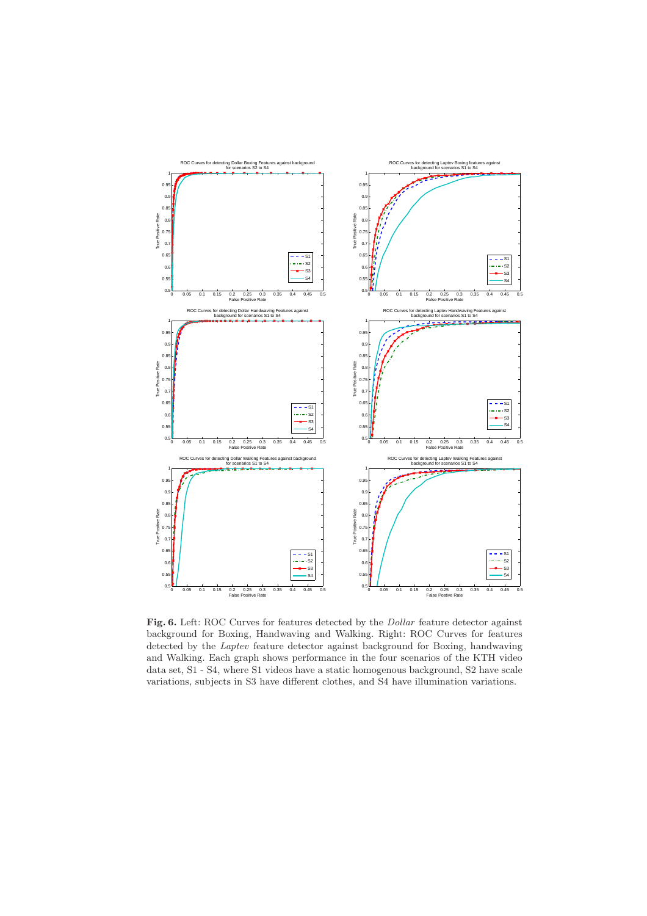**Fig. 6.** Left: ROC Curves for features detected by the *Dollar* feature detector against background for Boxing, Handwaving and Walking. Right: ROC Curves for features detected by the *Laptev* feature detector against background for Boxing, handwaving and Walking. Each graph shows performance in the four scenarios of the KTH video data set, S1 - S4, where S1 videos have a static homogenous background, S2 have scale variations, subjects in S3 have different clothes, and S4 have illumination variations.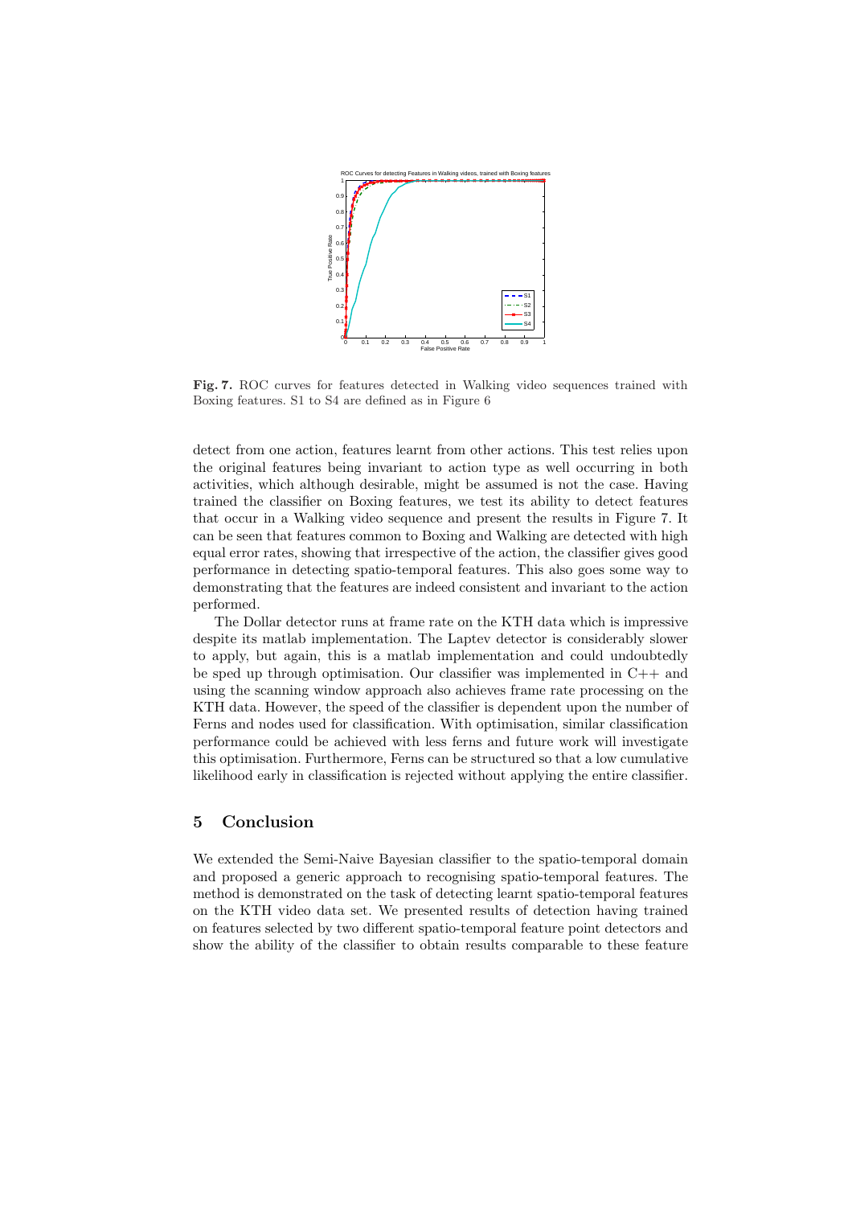**Fig. 7.** ROC curves for features detected in Walking video sequences trained with Boxing features. S1 to S4 are defined as in Figure 6

detect from one action, features learnt from other actions. This test relies upon the original features being invariant to action type as well occurring in both activities, which although desirable, might be assumed is not the case. Having trained the classifier on Boxing features, we test its ability to detect features that occur in a Walking video sequence and present the results in Figure 7. It can be seen that features common to Boxing and Walking are detected with high equal error rates, showing that irrespective of the action, the classifier gives good performance in detecting spatio-temporal features. This also goes some way to demonstrating that the features are indeed consistent and invariant to the action performed.

The Dollar detector runs at frame rate on the KTH data which is impressive despite its matlab implementation. The Laptev detector is considerably slower to apply, but again, this is a matlab implementation and could undoubtedly be sped up through optimisation. Our classifier was implemented in C++ and using the scanning window approach also achieves frame rate processing on the KTH data. However, the speed of the classifier is dependent upon the number of Ferns and nodes used for classification. With optimisation, similar classification performance could be achieved with less ferns and future work will investigate this optimisation. Furthermore, Ferns can be structured so that a low cumulative likelihood early in classification is rejected without applying the entire classifier.

## 5 Conclusion

We extended the Semi-Naive Bayesian classifier to the spatio-temporal domain and proposed a generic approach to recognising spatio-temporal features. The method is demonstrated on the task of detecting learnt spatio-temporal features on the KTH video data set. We presented results of detection having trained on features selected by two different spatio-temporal feature point detectors and show the ability of the classifier to obtain results comparable to these feature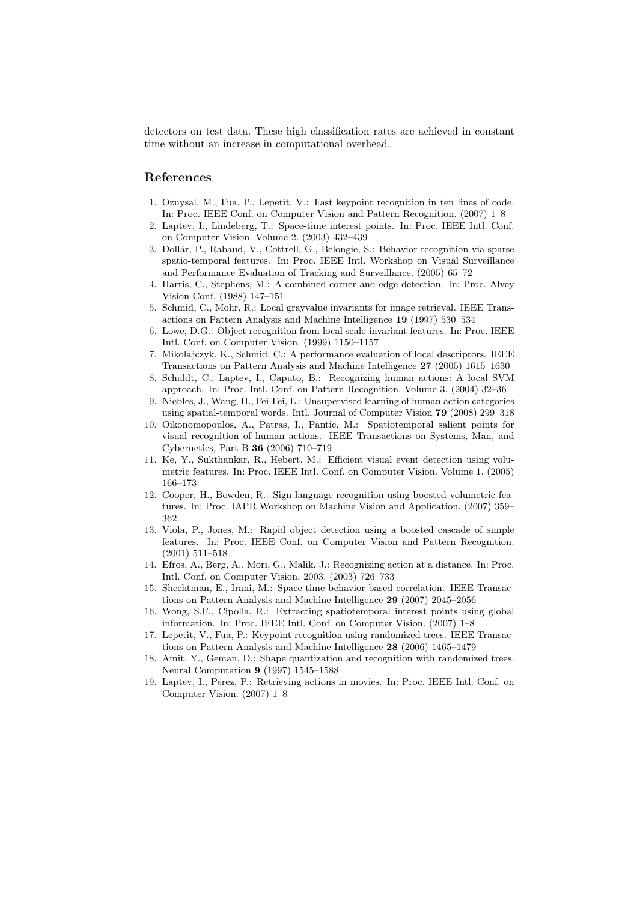detectors on test data. These high classification rates are achieved in constant time without an increase in computational overhead.

## References

1. Ozuysal, M., Fua, P., Lepetit, V.: Fast keypoint recognition in ten lines of code. In: Proc. IEEE Conf. on Computer Vision and Pattern Recognition. (2007) 1–8
2. Laptev, I., Lindeberg, T.: Space-time interest points. In: Proc. IEEE Intl. Conf. on Computer Vision. Volume 2. (2003) 432–439
3. Dollár, P., Rabaud, V., Cottrell, G., Belongie, S.: Behavior recognition via sparse spatio-temporal features. In: Proc. IEEE Intl. Workshop on Visual Surveillance and Performance Evaluation of Tracking and Surveillance. (2005) 65–72
4. Harris, C., Stephens, M.: A combined corner and edge detection. In: Proc. Alvey Vision Conf. (1988) 147–151
5. Schmid, C., Mohr, R.: Local grayvalue invariants for image retrieval. IEEE Transactions on Pattern Analysis and Machine Intelligence **19** (1997) 530–534
6. Lowe, D.G.: Object recognition from local scale-invariant features. In: Proc. IEEE Intl. Conf. on Computer Vision. (1999) 1150–1157
7. Mikolajczyk, K., Schmid, C.: A performance evaluation of local descriptors. IEEE Transactions on Pattern Analysis and Machine Intelligence **27** (2005) 1615–1630
8. Schuldt, C., Laptev, I., Caputo, B.: Recognizing human actions: A local SVM approach. In: Proc. Intl. Conf. on Pattern Recognition. Volume 3. (2004) 32–36
9. Niebles, J., Wang, H., Fei-Fei, L.: Unsupervised learning of human action categories using spatial-temporal words. Intl. Journal of Computer Vision **79** (2008) 299–318
10. Oikonomopoulos, A., Patras, I., Pantic, M.: Spatiotemporal salient points for visual recognition of human actions. IEEE Transactions on Systems, Man, and Cybernetics, Part B **36** (2006) 710–719
11. Ke, Y., Sukthankar, R., Hebert, M.: Efficient visual event detection using volumetric features. In: Proc. IEEE Intl. Conf. on Computer Vision. Volume 1. (2005) 166–173
12. Cooper, H., Bowden, R.: Sign language recognition using boosted volumetric features. In: Proc. IAPR Workshop on Machine Vision and Application. (2007) 359–362
13. Viola, P., Jones, M.: Rapid object detection using a boosted cascade of simple features. In: Proc. IEEE Conf. on Computer Vision and Pattern Recognition. (2001) 511–518
14. Efros, A., Berg, A., Mori, G., Malik, J.: Recognizing action at a distance. In: Proc. Intl. Conf. on Computer Vision, 2003. (2003) 726–733
15. Shechtman, E., Irani, M.: Space-time behavior-based correlation. IEEE Transactions on Pattern Analysis and Machine Intelligence **29** (2007) 2045–2056
16. Wong, S.F., Cipolla, R.: Extracting spatiotemporal interest points using global information. In: Proc. IEEE Intl. Conf. on Computer Vision. (2007) 1–8
17. Lepetit, V., Fua, P.: Keypoint recognition using randomized trees. IEEE Transactions on Pattern Analysis and Machine Intelligence **28** (2006) 1465–1479
18. Amit, Y., Geman, D.: Shape quantization and recognition with randomized trees. Neural Computation **9** (1997) 1545–1588
19. Laptev, I., Perez, P.: Retrieving actions in movies. In: Proc. IEEE Intl. Conf. on Computer Vision. (2007) 1–8